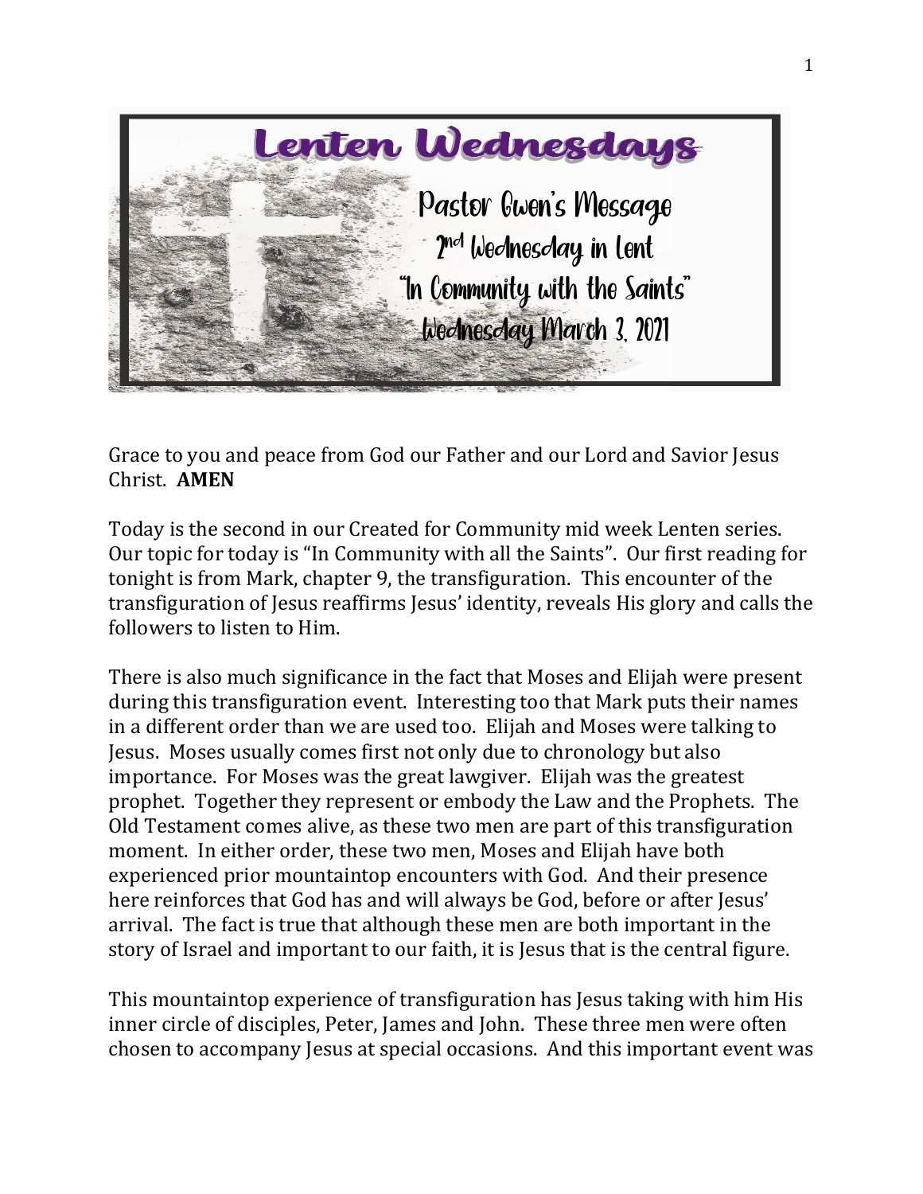# Lenten Wednesdays

Pastor Gwen's Message
2nd Wednesday in Lent
"In Community with the Saints"
Wednesday March 3, 2021

Grace to you and peace from God our Father and our Lord and Savior Jesus Christ. **AMEN**

Today is the second in our Created for Community mid week Lenten series. Our topic for today is "In Community with all the Saints". Our first reading for tonight is from Mark, chapter 9, the transfiguration. This encounter of the transfiguration of Jesus reaffirms Jesus' identity, reveals His glory and calls the followers to listen to Him.

There is also much significance in the fact that Moses and Elijah were present during this transfiguration event. Interesting too that Mark puts their names in a different order than we are used too. Elijah and Moses were talking to Jesus. Moses usually comes first not only due to chronology but also importance. For Moses was the great lawgiver. Elijah was the greatest prophet. Together they represent or embody the Law and the Prophets. The Old Testament comes alive, as these two men are part of this transfiguration moment. In either order, these two men, Moses and Elijah have both experienced prior mountaintop encounters with God. And their presence here reinforces that God has and will always be God, before or after Jesus' arrival. The fact is true that although these men are both important in the story of Israel and important to our faith, it is Jesus that is the central figure.

This mountaintop experience of transfiguration has Jesus taking with him His inner circle of disciples, Peter, James and John. These three men were often chosen to accompany Jesus at special occasions. And this important event was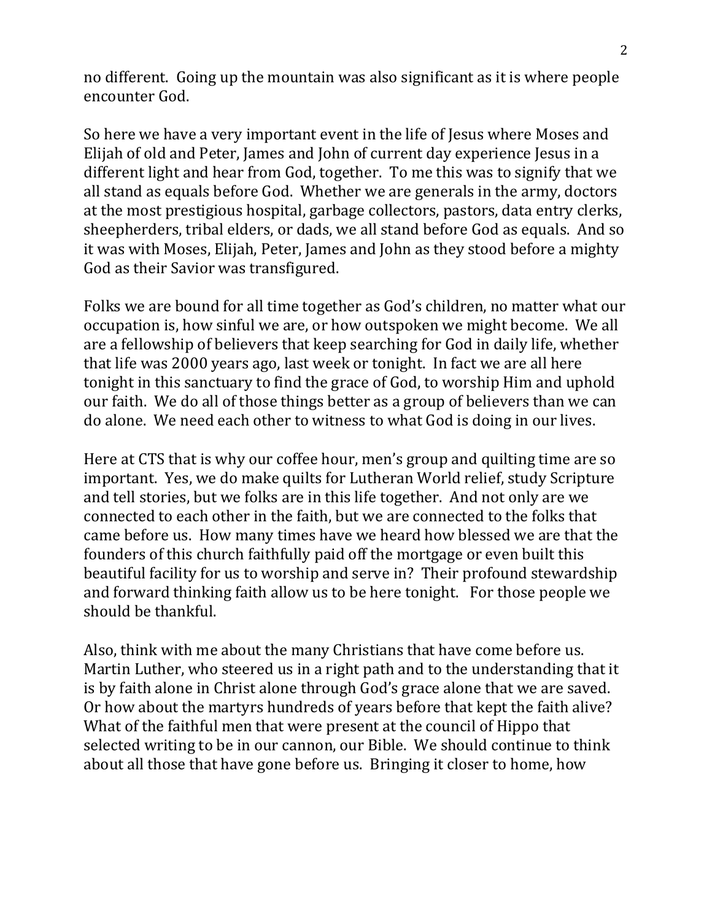no different. Going up the mountain was also significant as it is where people encounter God.

So here we have a very important event in the life of Jesus where Moses and Elijah of old and Peter, James and John of current day experience Jesus in a different light and hear from God, together. To me this was to signify that we all stand as equals before God. Whether we are generals in the army, doctors at the most prestigious hospital, garbage collectors, pastors, data entry clerks, sheepherders, tribal elders, or dads, we all stand before God as equals. And so it was with Moses, Elijah, Peter, James and John as they stood before a mighty God as their Savior was transfigured.

Folks we are bound for all time together as God's children, no matter what our occupation is, how sinful we are, or how outspoken we might become. We all are a fellowship of believers that keep searching for God in daily life, whether that life was 2000 years ago, last week or tonight. In fact we are all here tonight in this sanctuary to find the grace of God, to worship Him and uphold our faith. We do all of those things better as a group of believers than we can do alone. We need each other to witness to what God is doing in our lives.

Here at CTS that is why our coffee hour, men's group and quilting time are so important. Yes, we do make quilts for Lutheran World relief, study Scripture and tell stories, but we folks are in this life together. And not only are we connected to each other in the faith, but we are connected to the folks that came before us. How many times have we heard how blessed we are that the founders of this church faithfully paid off the mortgage or even built this beautiful facility for us to worship and serve in? Their profound stewardship and forward thinking faith allow us to be here tonight. For those people we should be thankful.

Also, think with me about the many Christians that have come before us. Martin Luther, who steered us in a right path and to the understanding that it is by faith alone in Christ alone through God's grace alone that we are saved. Or how about the martyrs hundreds of years before that kept the faith alive? What of the faithful men that were present at the council of Hippo that selected writing to be in our cannon, our Bible. We should continue to think about all those that have gone before us. Bringing it closer to home, how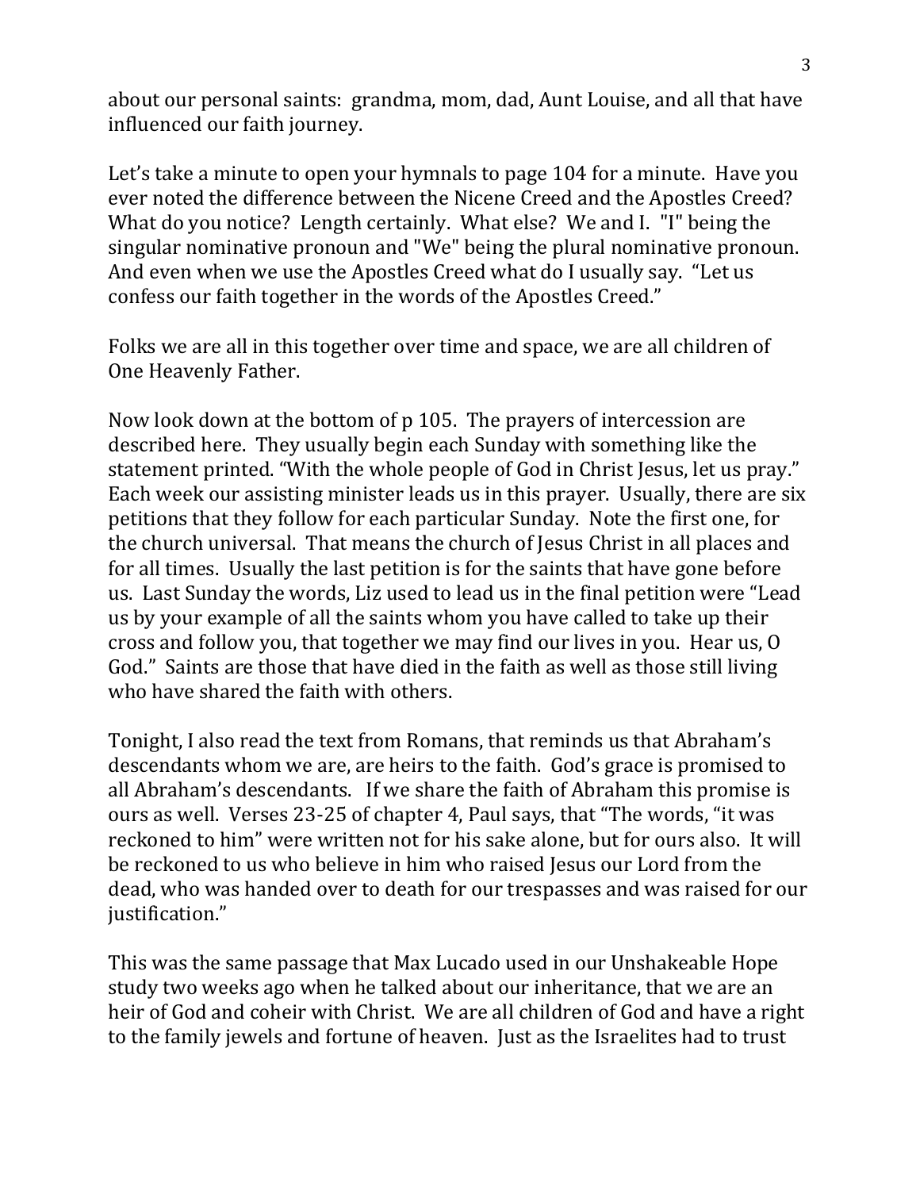about our personal saints: grandma, mom, dad, Aunt Louise, and all that have influenced our faith journey.

Let's take a minute to open your hymnals to page 104 for a minute. Have you ever noted the difference between the Nicene Creed and the Apostles Creed? What do you notice? Length certainly. What else? We and I. "I" being the singular nominative pronoun and "We" being the plural nominative pronoun. And even when we use the Apostles Creed what do I usually say. "Let us confess our faith together in the words of the Apostles Creed."

Folks we are all in this together over time and space, we are all children of One Heavenly Father.

Now look down at the bottom of p 105. The prayers of intercession are described here. They usually begin each Sunday with something like the statement printed. "With the whole people of God in Christ Jesus, let us pray." Each week our assisting minister leads us in this prayer. Usually, there are six petitions that they follow for each particular Sunday. Note the first one, for the church universal. That means the church of Jesus Christ in all places and for all times. Usually the last petition is for the saints that have gone before us. Last Sunday the words, Liz used to lead us in the final petition were "Lead us by your example of all the saints whom you have called to take up their cross and follow you, that together we may find our lives in you. Hear us, O God." Saints are those that have died in the faith as well as those still living who have shared the faith with others.

Tonight, I also read the text from Romans, that reminds us that Abraham's descendants whom we are, are heirs to the faith. God's grace is promised to all Abraham's descendants. If we share the faith of Abraham this promise is ours as well. Verses 23-25 of chapter 4, Paul says, that "The words, "it was reckoned to him" were written not for his sake alone, but for ours also. It will be reckoned to us who believe in him who raised Jesus our Lord from the dead, who was handed over to death for our trespasses and was raised for our justification."

This was the same passage that Max Lucado used in our Unshakeable Hope study two weeks ago when he talked about our inheritance, that we are an heir of God and coheir with Christ. We are all children of God and have a right to the family jewels and fortune of heaven. Just as the Israelites had to trust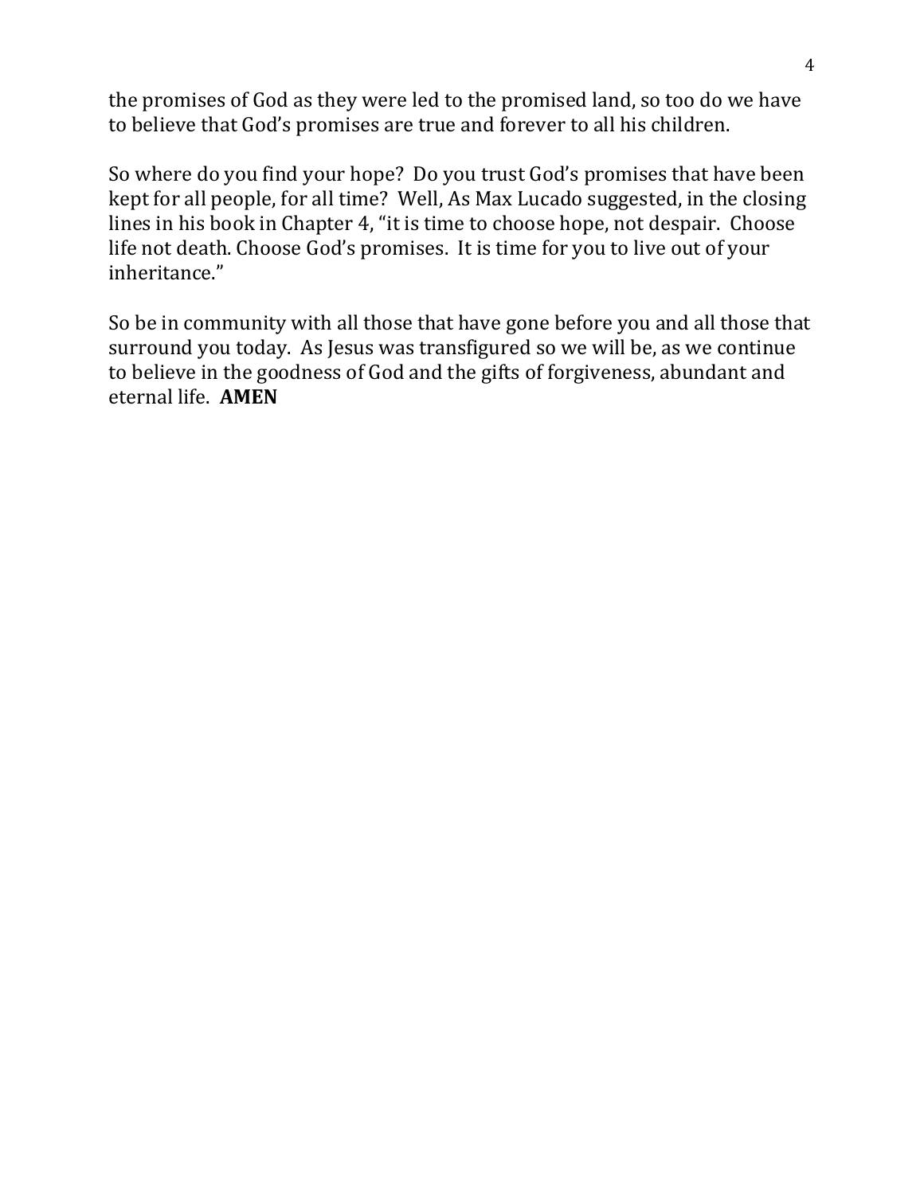the promises of God as they were led to the promised land, so too do we have to believe that God's promises are true and forever to all his children.

So where do you find your hope? Do you trust God's promises that have been kept for all people, for all time? Well, As Max Lucado suggested, in the closing lines in his book in Chapter 4, "it is time to choose hope, not despair. Choose life not death. Choose God's promises. It is time for you to live out of your inheritance."

So be in community with all those that have gone before you and all those that surround you today. As Jesus was transfigured so we will be, as we continue to believe in the goodness of God and the gifts of forgiveness, abundant and eternal life. **AMEN**